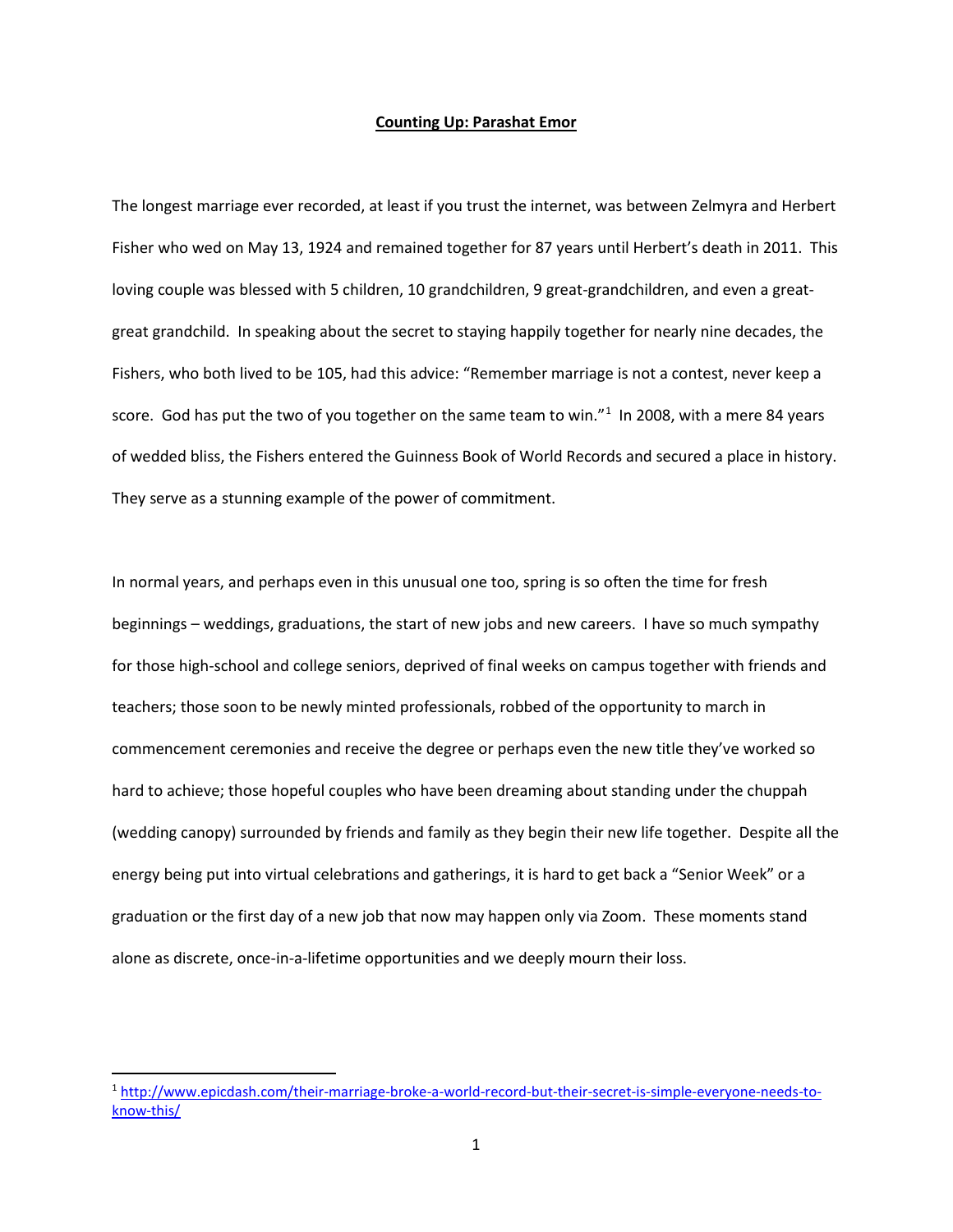**Counting Up: Parashat Emor**

The longest marriage ever recorded, at least if you trust the internet, was between Zelmyra and Herbert Fisher who wed on May 13, 1924 and remained together for 87 years until Herbert's death in 2011. This loving couple was blessed with 5 children, 10 grandchildren, 9 great-grandchildren, and even a great-great grandchild. In speaking about the secret to staying happily together for nearly nine decades, the Fishers, who both lived to be 105, had this advice: "Remember marriage is not a contest, never keep a score. God has put the two of you together on the same team to win."[1] In 2008, with a mere 84 years of wedded bliss, the Fishers entered the Guinness Book of World Records and secured a place in history. They serve as a stunning example of the power of commitment.

In normal years, and perhaps even in this unusual one too, spring is so often the time for fresh beginnings – weddings, graduations, the start of new jobs and new careers. I have so much sympathy for those high-school and college seniors, deprived of final weeks on campus together with friends and teachers; those soon to be newly minted professionals, robbed of the opportunity to march in commencement ceremonies and receive the degree or perhaps even the new title they've worked so hard to achieve; those hopeful couples who have been dreaming about standing under the chuppah (wedding canopy) surrounded by friends and family as they begin their new life together. Despite all the energy being put into virtual celebrations and gatherings, it is hard to get back a "Senior Week" or a graduation or the first day of a new job that now may happen only via Zoom. These moments stand alone as discrete, once-in-a-lifetime opportunities and we deeply mourn their loss.

[1] http://www.epicdash.com/their-marriage-broke-a-world-record-but-their-secret-is-simple-everyone-needs-to-know-this/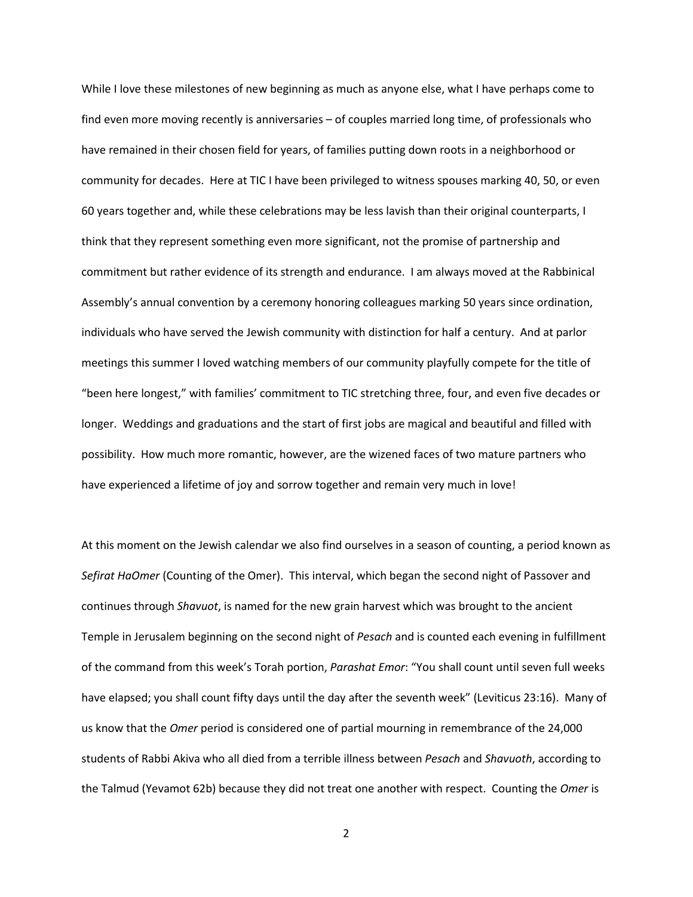While I love these milestones of new beginning as much as anyone else, what I have perhaps come to find even more moving recently is anniversaries – of couples married long time, of professionals who have remained in their chosen field for years, of families putting down roots in a neighborhood or community for decades. Here at TIC I have been privileged to witness spouses marking 40, 50, or even 60 years together and, while these celebrations may be less lavish than their original counterparts, I think that they represent something even more significant, not the promise of partnership and commitment but rather evidence of its strength and endurance. I am always moved at the Rabbinical Assembly's annual convention by a ceremony honoring colleagues marking 50 years since ordination, individuals who have served the Jewish community with distinction for half a century. And at parlor meetings this summer I loved watching members of our community playfully compete for the title of "been here longest," with families' commitment to TIC stretching three, four, and even five decades or longer. Weddings and graduations and the start of first jobs are magical and beautiful and filled with possibility. How much more romantic, however, are the wizened faces of two mature partners who have experienced a lifetime of joy and sorrow together and remain very much in love!

At this moment on the Jewish calendar we also find ourselves in a season of counting, a period known as *Sefirat HaOmer* (Counting of the Omer). This interval, which began the second night of Passover and continues through *Shavuot*, is named for the new grain harvest which was brought to the ancient Temple in Jerusalem beginning on the second night of *Pesach* and is counted each evening in fulfillment of the command from this week's Torah portion, *Parashat Emor*: "You shall count until seven full weeks have elapsed; you shall count fifty days until the day after the seventh week" (Leviticus 23:16). Many of us know that the *Omer* period is considered one of partial mourning in remembrance of the 24,000 students of Rabbi Akiva who all died from a terrible illness between *Pesach* and *Shavuoth*, according to the Talmud (Yevamot 62b) because they did not treat one another with respect. Counting the *Omer* is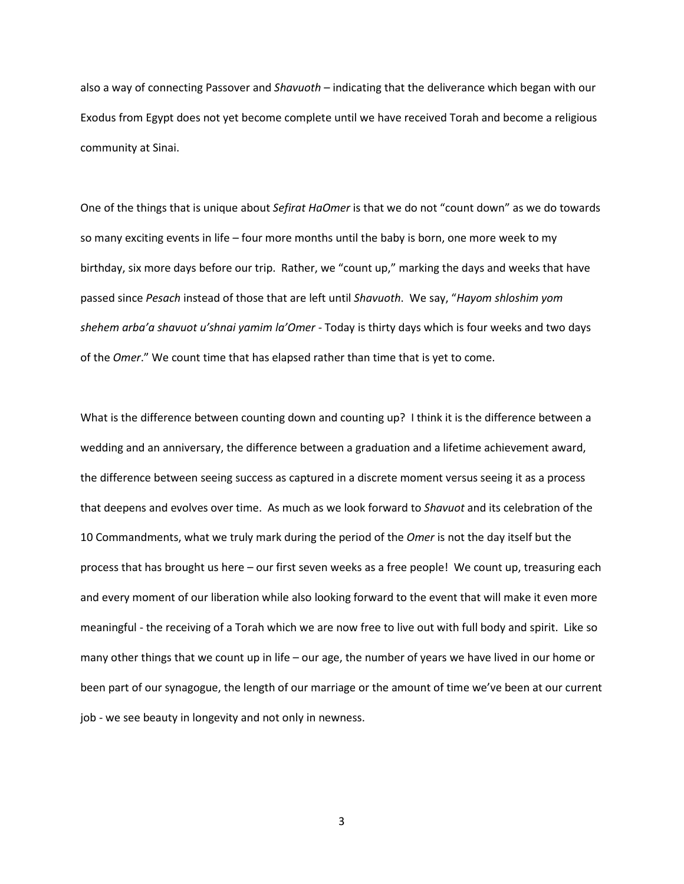also a way of connecting Passover and *Shavuoth* – indicating that the deliverance which began with our Exodus from Egypt does not yet become complete until we have received Torah and become a religious community at Sinai.

One of the things that is unique about *Sefirat HaOmer* is that we do not "count down" as we do towards so many exciting events in life – four more months until the baby is born, one more week to my birthday, six more days before our trip. Rather, we "count up," marking the days and weeks that have passed since *Pesach* instead of those that are left until *Shavuoth*. We say, "*Hayom shloshim yom shehem arba'a shavuot u'shnai yamim la'Omer* - Today is thirty days which is four weeks and two days of the *Omer*." We count time that has elapsed rather than time that is yet to come.

What is the difference between counting down and counting up? I think it is the difference between a wedding and an anniversary, the difference between a graduation and a lifetime achievement award, the difference between seeing success as captured in a discrete moment versus seeing it as a process that deepens and evolves over time. As much as we look forward to *Shavuot* and its celebration of the 10 Commandments, what we truly mark during the period of the *Omer* is not the day itself but the process that has brought us here – our first seven weeks as a free people! We count up, treasuring each and every moment of our liberation while also looking forward to the event that will make it even more meaningful - the receiving of a Torah which we are now free to live out with full body and spirit. Like so many other things that we count up in life – our age, the number of years we have lived in our home or been part of our synagogue, the length of our marriage or the amount of time we've been at our current job - we see beauty in longevity and not only in newness.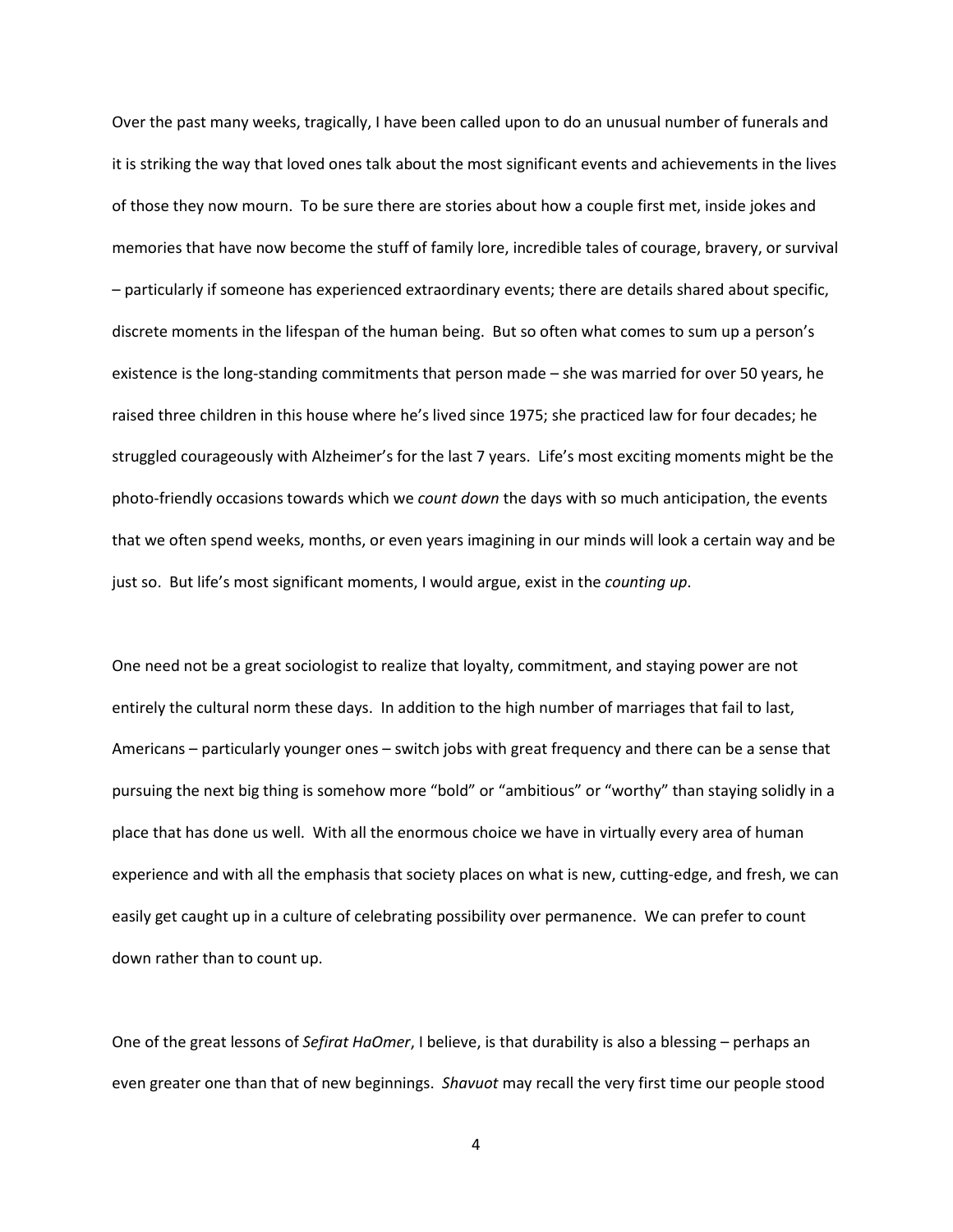Over the past many weeks, tragically, I have been called upon to do an unusual number of funerals and it is striking the way that loved ones talk about the most significant events and achievements in the lives of those they now mourn. To be sure there are stories about how a couple first met, inside jokes and memories that have now become the stuff of family lore, incredible tales of courage, bravery, or survival – particularly if someone has experienced extraordinary events; there are details shared about specific, discrete moments in the lifespan of the human being. But so often what comes to sum up a person's existence is the long-standing commitments that person made – she was married for over 50 years, he raised three children in this house where he's lived since 1975; she practiced law for four decades; he struggled courageously with Alzheimer's for the last 7 years. Life's most exciting moments might be the photo-friendly occasions towards which we *count down* the days with so much anticipation, the events that we often spend weeks, months, or even years imagining in our minds will look a certain way and be just so. But life's most significant moments, I would argue, exist in the *counting up*.

One need not be a great sociologist to realize that loyalty, commitment, and staying power are not entirely the cultural norm these days. In addition to the high number of marriages that fail to last, Americans – particularly younger ones – switch jobs with great frequency and there can be a sense that pursuing the next big thing is somehow more "bold" or "ambitious" or "worthy" than staying solidly in a place that has done us well. With all the enormous choice we have in virtually every area of human experience and with all the emphasis that society places on what is new, cutting-edge, and fresh, we can easily get caught up in a culture of celebrating possibility over permanence. We can prefer to count down rather than to count up.

One of the great lessons of *Sefirat HaOmer*, I believe, is that durability is also a blessing – perhaps an even greater one than that of new beginnings. *Shavuot* may recall the very first time our people stood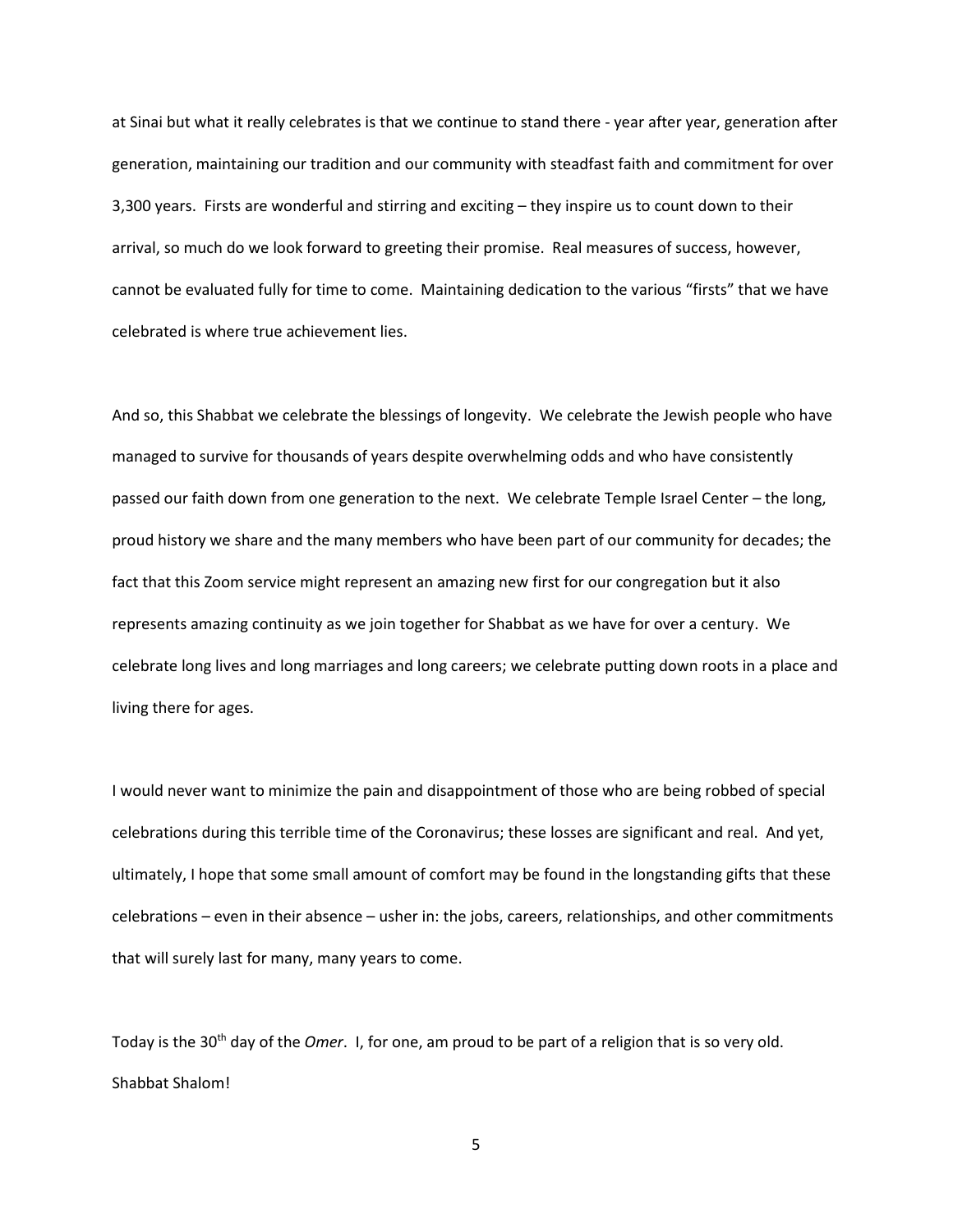at Sinai but what it really celebrates is that we continue to stand there - year after year, generation after generation, maintaining our tradition and our community with steadfast faith and commitment for over 3,300 years. Firsts are wonderful and stirring and exciting – they inspire us to count down to their arrival, so much do we look forward to greeting their promise. Real measures of success, however, cannot be evaluated fully for time to come. Maintaining dedication to the various "firsts" that we have celebrated is where true achievement lies.

And so, this Shabbat we celebrate the blessings of longevity. We celebrate the Jewish people who have managed to survive for thousands of years despite overwhelming odds and who have consistently passed our faith down from one generation to the next. We celebrate Temple Israel Center – the long, proud history we share and the many members who have been part of our community for decades; the fact that this Zoom service might represent an amazing new first for our congregation but it also represents amazing continuity as we join together for Shabbat as we have for over a century. We celebrate long lives and long marriages and long careers; we celebrate putting down roots in a place and living there for ages.

I would never want to minimize the pain and disappointment of those who are being robbed of special celebrations during this terrible time of the Coronavirus; these losses are significant and real. And yet, ultimately, I hope that some small amount of comfort may be found in the longstanding gifts that these celebrations – even in their absence – usher in: the jobs, careers, relationships, and other commitments that will surely last for many, many years to come.

Today is the 30th day of the *Omer*. I, for one, am proud to be part of a religion that is so very old. Shabbat Shalom!